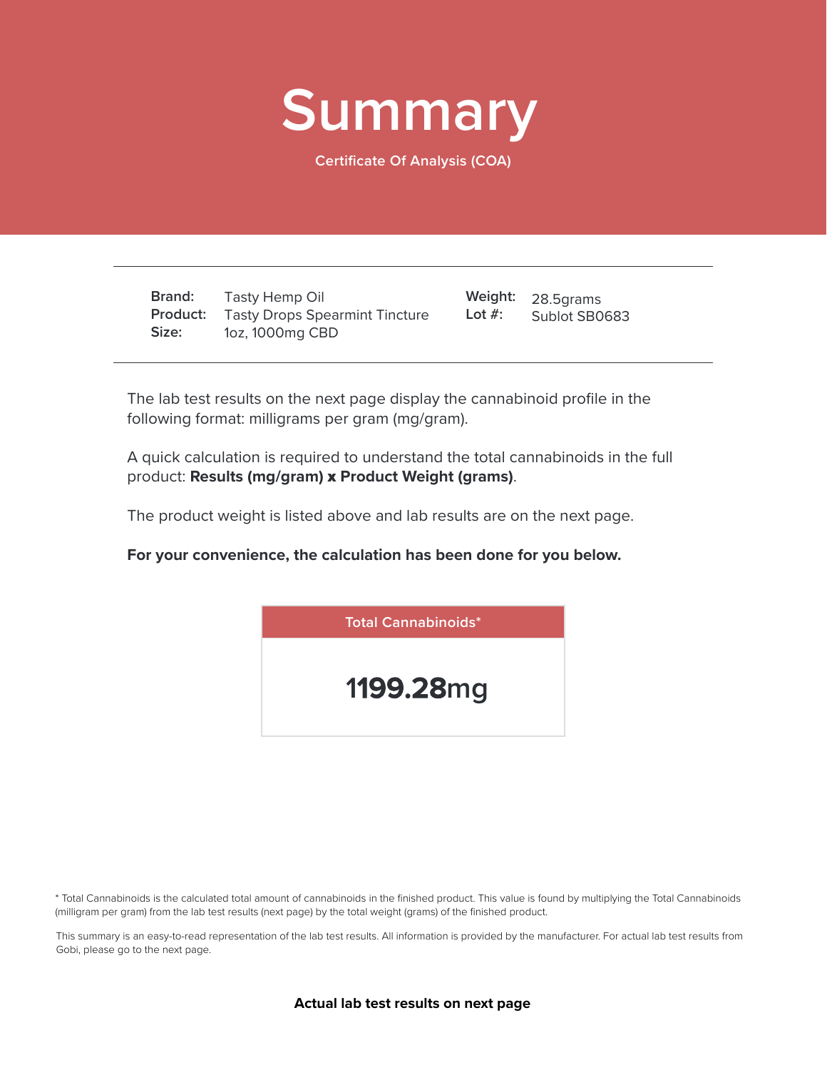# Summary

Certificate Of Analysis (COA)

| | | | |
|---|---|---|---|
| **Brand:** | Tasty Hemp Oil | **Weight:** | 28.5grams |
| **Product:** | Tasty Drops Spearmint Tincture | **Lot #:** | Sublot SB0683 |
| **Size:** | 1oz, 1000mg CBD | | |

The lab test results on the next page display the cannabinoid profile in the following format: milligrams per gram (mg/gram).

A quick calculation is required to understand the total cannabinoids in the full product: **Results (mg/gram) x Product Weight (grams)**.

The product weight is listed above and lab results are on the next page.

**For your convenience, the calculation has been done for you below.**

| Total Cannabinoids* |
|---|
| **1199.28**mg |

\* Total Cannabinoids is the calculated total amount of cannabinoids in the finished product. This value is found by multiplying the Total Cannabinoids (milligram per gram) from the lab test results (next page) by the total weight (grams) of the finished product.

This summary is an easy-to-read representation of the lab test results. All information is provided by the manufacturer. For actual lab test results from Gobi, please go to the next page.

**Actual lab test results on next page**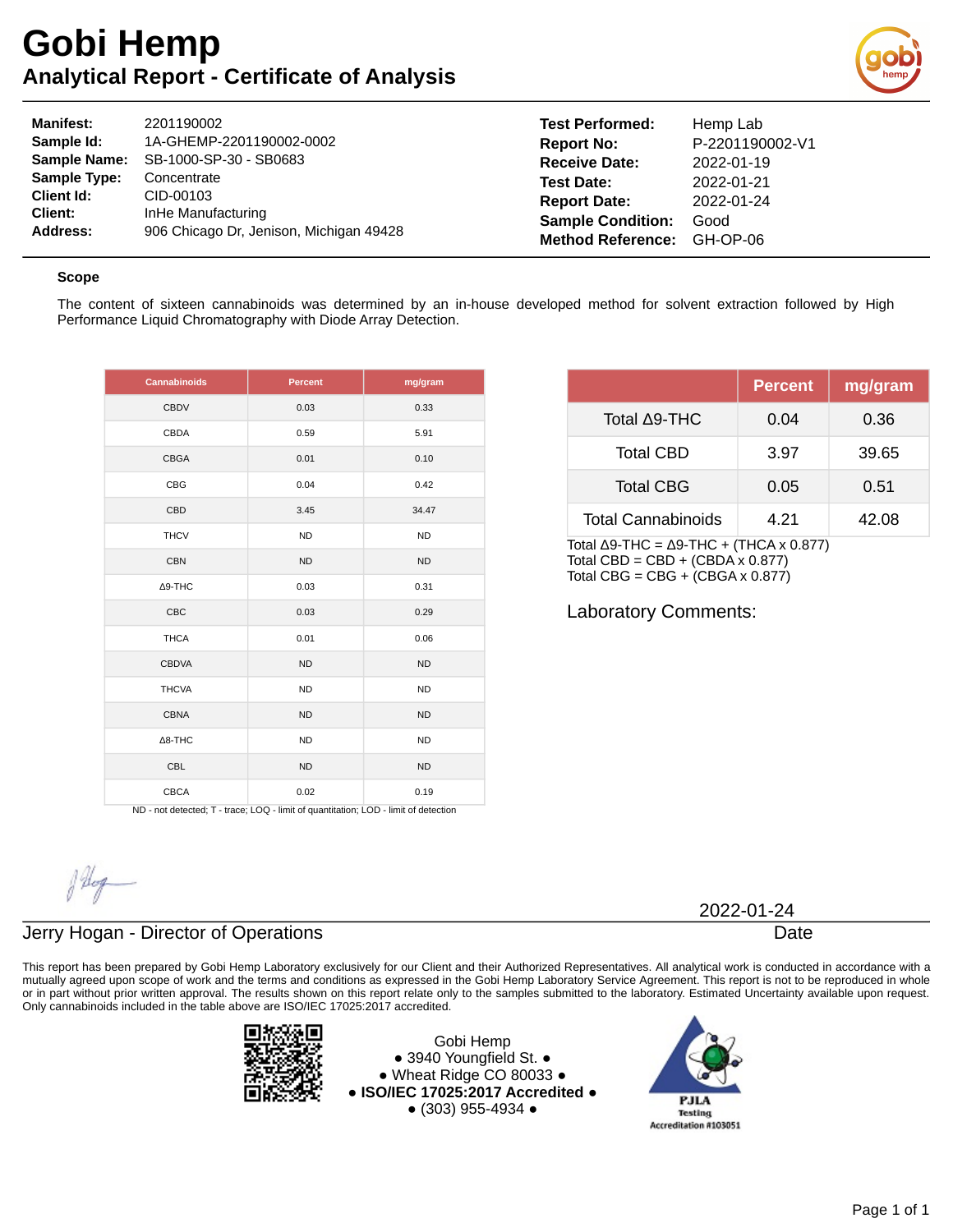# Gobi Hemp

## Analytical Report - Certificate of Analysis

| | | | |
|---|---|---|---|
| **Manifest:** | 2201190002 | **Test Performed:** | Hemp Lab |
| **Sample Id:** | 1A-GHEMP-2201190002-0002 | **Report No:** | P-2201190002-V1 |
| **Sample Name:** | SB-1000-SP-30 - SB0683 | **Receive Date:** | 2022-01-19 |
| **Sample Type:** | Concentrate | **Test Date:** | 2022-01-21 |
| **Client Id:** | CID-00103 | **Report Date:** | 2022-01-24 |
| **Client:** | InHe Manufacturing | **Sample Condition:** | Good |
| **Address:** | 906 Chicago Dr, Jenison, Michigan 49428 | **Method Reference:** | GH-OP-06 |

### Scope

The content of sixteen cannabinoids was determined by an in-house developed method for solvent extraction followed by High Performance Liquid Chromatography with Diode Array Detection.

| Cannabinoids | Percent | mg/gram |
|---|---|---|
| CBDV | 0.03 | 0.33 |
| CBDA | 0.59 | 5.91 |
| CBGA | 0.01 | 0.10 |
| CBG | 0.04 | 0.42 |
| CBD | 3.45 | 34.47 |
| THCV | ND | ND |
| CBN | ND | ND |
| Δ9-THC | 0.03 | 0.31 |
| CBC | 0.03 | 0.29 |
| THCA | 0.01 | 0.06 |
| CBDVA | ND | ND |
| THCVA | ND | ND |
| CBNA | ND | ND |
| Δ8-THC | ND | ND |
| CBL | ND | ND |
| CBCA | 0.02 | 0.19 |

ND - not detected; T - trace; LOQ - limit of quantitation; LOD - limit of detection

| | Percent | mg/gram |
|---|---|---|
| Total Δ9-THC | 0.04 | 0.36 |
| Total CBD | 3.97 | 39.65 |
| Total CBG | 0.05 | 0.51 |
| Total Cannabinoids | 4.21 | 42.08 |

Total Δ9-THC = Δ9-THC + (THCA x 0.877)
Total CBD = CBD + (CBDA x 0.877)
Total CBG = CBG + (CBGA x 0.877)

Laboratory Comments:

Jerry Hogan - Director of Operations

2022-01-24
Date

This report has been prepared by Gobi Hemp Laboratory exclusively for our Client and their Authorized Representatives. All analytical work is conducted in accordance with a mutually agreed upon scope of work and the terms and conditions as expressed in the Gobi Hemp Laboratory Service Agreement. This report is not to be reproduced in whole or in part without prior written approval. The results shown on this report relate only to the samples submitted to the laboratory. Estimated Uncertainty available upon request. Only cannabinoids included in the table above are ISO/IEC 17025:2017 accredited.

Gobi Hemp
● 3940 Youngfield St. ●
● Wheat Ridge CO 80033 ●
● **ISO/IEC 17025:2017 Accredited** ●
● (303) 955-4934 ●

PJLA Testing Accreditation #103051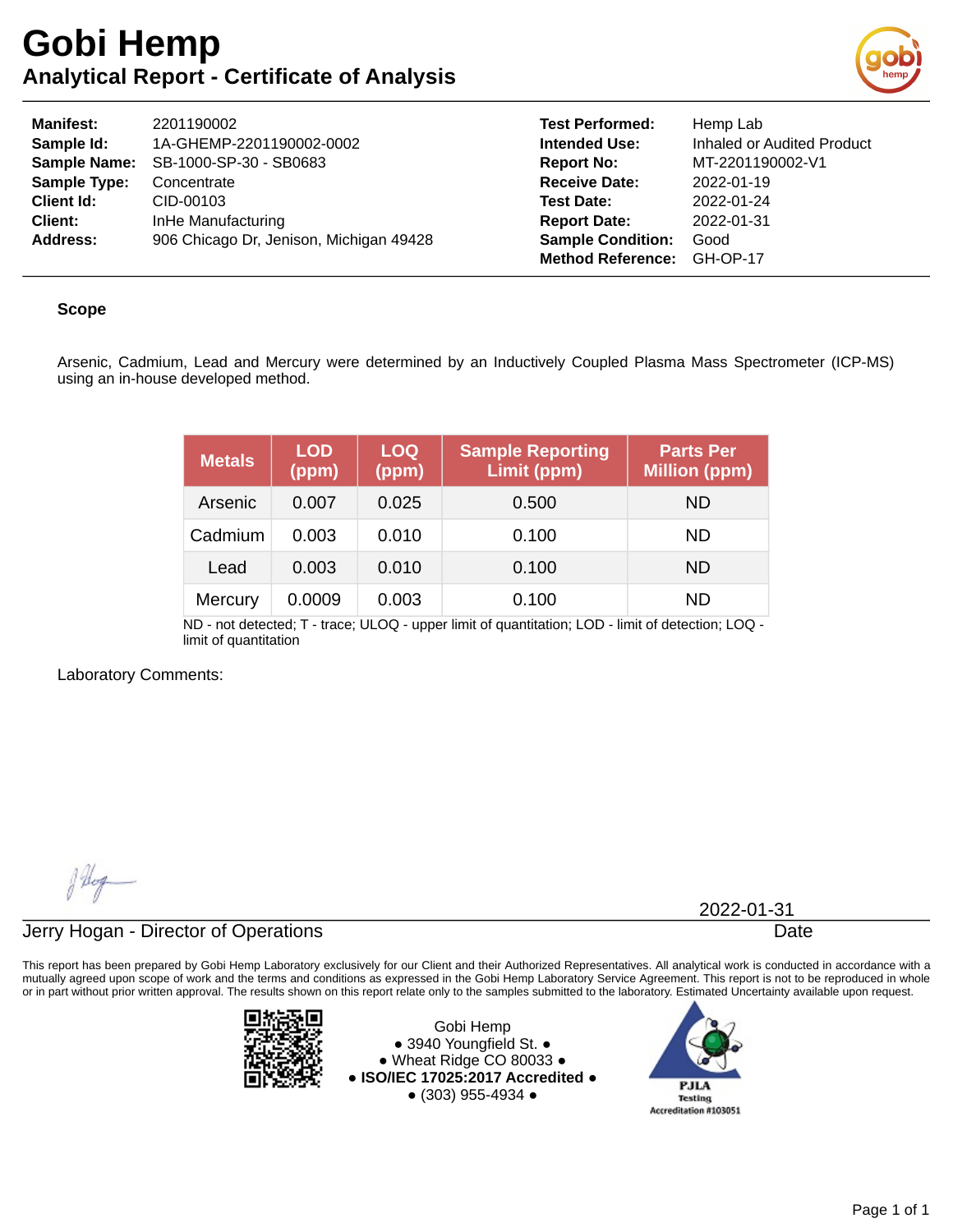# Gobi Hemp

## Analytical Report - Certificate of Analysis

| | | | |
|---|---|---|---|
| **Manifest:** | 2201190002 | **Test Performed:** | Hemp Lab |
| **Sample Id:** | 1A-GHEMP-2201190002-0002 | **Intended Use:** | Inhaled or Audited Product |
| **Sample Name:** | SB-1000-SP-30 - SB0683 | **Report No:** | MT-2201190002-V1 |
| **Sample Type:** | Concentrate | **Receive Date:** | 2022-01-19 |
| **Client Id:** | CID-00103 | **Test Date:** | 2022-01-24 |
| **Client:** | InHe Manufacturing | **Report Date:** | 2022-01-31 |
| **Address:** | 906 Chicago Dr, Jenison, Michigan 49428 | **Sample Condition:** | Good |
| | | **Method Reference:** | GH-OP-17 |

### Scope

Arsenic, Cadmium, Lead and Mercury were determined by an Inductively Coupled Plasma Mass Spectrometer (ICP-MS) using an in-house developed method.

| Metals | LOD (ppm) | LOQ (ppm) | Sample Reporting Limit (ppm) | Parts Per Million (ppm) |
|---|---|---|---|---|
| Arsenic | 0.007 | 0.025 | 0.500 | ND |
| Cadmium | 0.003 | 0.010 | 0.100 | ND |
| Lead | 0.003 | 0.010 | 0.100 | ND |
| Mercury | 0.0009 | 0.003 | 0.100 | ND |

ND - not detected; T - trace; ULOQ - upper limit of quantitation; LOD - limit of detection; LOQ - limit of quantitation

Laboratory Comments:

Jerry Hogan - Director of Operations

2022-01-31

Date

This report has been prepared by Gobi Hemp Laboratory exclusively for our Client and their Authorized Representatives. All analytical work is conducted in accordance with a mutually agreed upon scope of work and the terms and conditions as expressed in the Gobi Hemp Laboratory Service Agreement. This report is not to be reproduced in whole or in part without prior written approval. The results shown on this report relate only to the samples submitted to the laboratory. Estimated Uncertainty available upon request.

Gobi Hemp
● 3940 Youngfield St. ●
● Wheat Ridge CO 80033 ●
● **ISO/IEC 17025:2017 Accredited** ●
● (303) 955-4934 ●

PJLA Testing Accreditation #103051